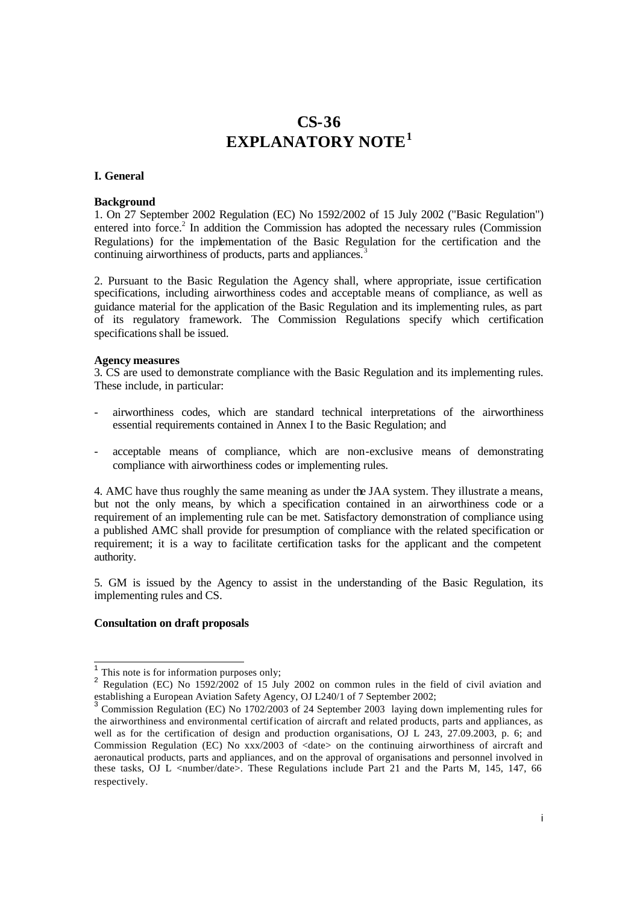# CS-36
# EXPLANATORY NOTE[1]

### I. General

**Background**

1. On 27 September 2002 Regulation (EC) No 1592/2002 of 15 July 2002 ("Basic Regulation") entered into force.[2] In addition the Commission has adopted the necessary rules (Commission Regulations) for the implementation of the Basic Regulation for the certification and the continuing airworthiness of products, parts and appliances.[3]

2. Pursuant to the Basic Regulation the Agency shall, where appropriate, issue certification specifications, including airworthiness codes and acceptable means of compliance, as well as guidance material for the application of the Basic Regulation and its implementing rules, as part of its regulatory framework. The Commission Regulations specify which certification specifications shall be issued.

**Agency measures**

3. CS are used to demonstrate compliance with the Basic Regulation and its implementing rules. These include, in particular:

- airworthiness codes, which are standard technical interpretations of the airworthiness essential requirements contained in Annex I to the Basic Regulation; and

- acceptable means of compliance, which are non-exclusive means of demonstrating compliance with airworthiness codes or implementing rules.

4. AMC have thus roughly the same meaning as under the JAA system. They illustrate a means, but not the only means, by which a specification contained in an airworthiness code or a requirement of an implementing rule can be met. Satisfactory demonstration of compliance using a published AMC shall provide for presumption of compliance with the related specification or requirement; it is a way to facilitate certification tasks for the applicant and the competent authority.

5. GM is issued by the Agency to assist in the understanding of the Basic Regulation, its implementing rules and CS.

**Consultation on draft proposals**

---

[1] This note is for information purposes only;

[2] Regulation (EC) No 1592/2002 of 15 July 2002 on common rules in the field of civil aviation and establishing a European Aviation Safety Agency, OJ L240/1 of 7 September 2002;

[3] Commission Regulation (EC) No 1702/2003 of 24 September 2003 laying down implementing rules for the airworthiness and environmental certification of aircraft and related products, parts and appliances, as well as for the certification of design and production organisations, OJ L 243, 27.09.2003, p. 6; and Commission Regulation (EC) No xxx/2003 of <date> on the continuing airworthiness of aircraft and aeronautical products, parts and appliances, and on the approval of organisations and personnel involved in these tasks, OJ L <number/date>. These Regulations include Part 21 and the Parts M, 145, 147, 66 respectively.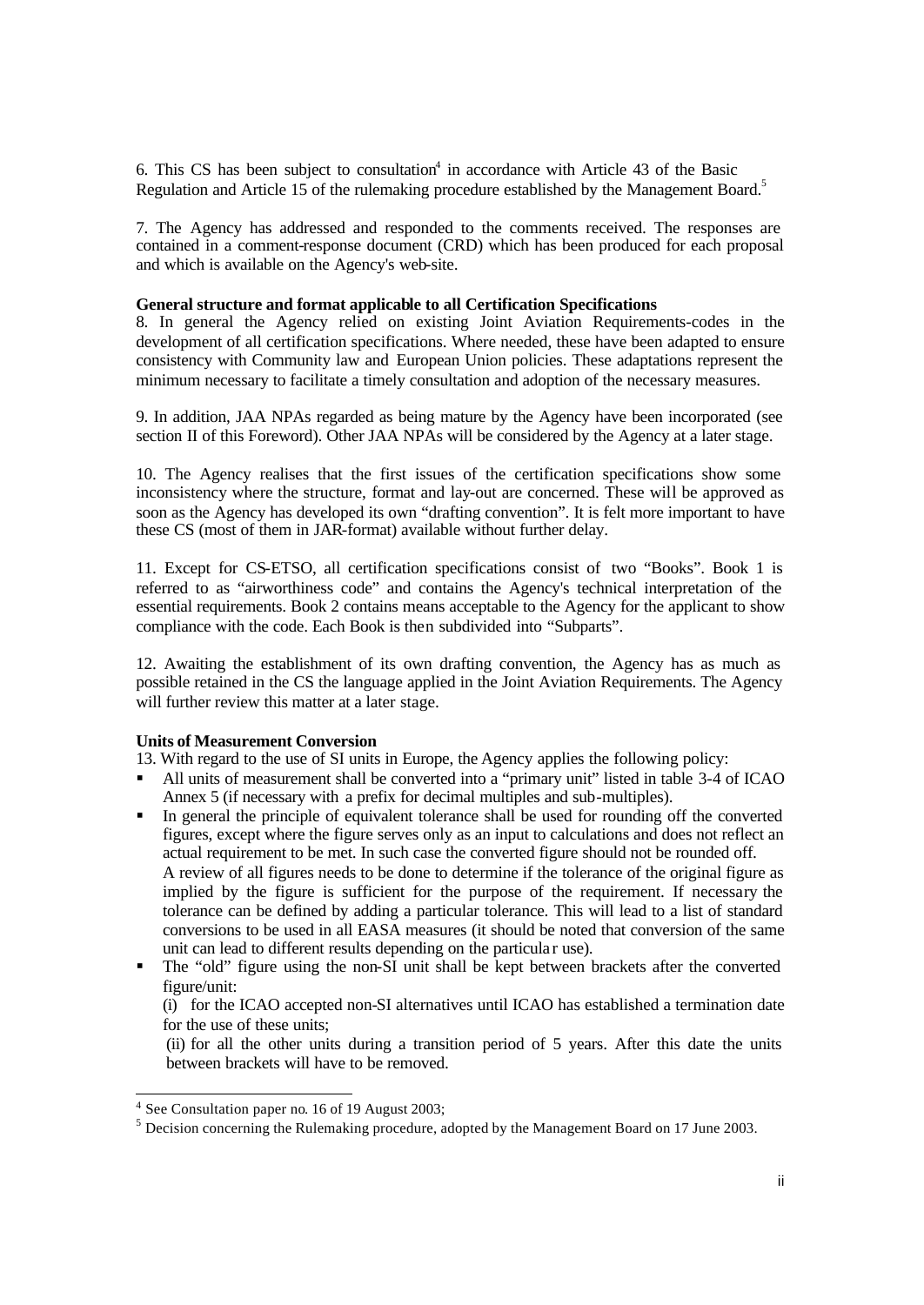6. This CS has been subject to consultation[4] in accordance with Article 43 of the Basic Regulation and Article 15 of the rulemaking procedure established by the Management Board.[5]

7. The Agency has addressed and responded to the comments received. The responses are contained in a comment-response document (CRD) which has been produced for each proposal and which is available on the Agency's web-site.

**General structure and format applicable to all Certification Specifications**

8. In general the Agency relied on existing Joint Aviation Requirements-codes in the development of all certification specifications. Where needed, these have been adapted to ensure consistency with Community law and European Union policies. These adaptations represent the minimum necessary to facilitate a timely consultation and adoption of the necessary measures.

9. In addition, JAA NPAs regarded as being mature by the Agency have been incorporated (see section II of this Foreword). Other JAA NPAs will be considered by the Agency at a later stage.

10. The Agency realises that the first issues of the certification specifications show some inconsistency where the structure, format and lay-out are concerned. These will be approved as soon as the Agency has developed its own "drafting convention". It is felt more important to have these CS (most of them in JAR-format) available without further delay.

11. Except for CS-ETSO, all certification specifications consist of two "Books". Book 1 is referred to as "airworthiness code" and contains the Agency's technical interpretation of the essential requirements. Book 2 contains means acceptable to the Agency for the applicant to show compliance with the code. Each Book is then subdivided into "Subparts".

12. Awaiting the establishment of its own drafting convention, the Agency has as much as possible retained in the CS the language applied in the Joint Aviation Requirements. The Agency will further review this matter at a later stage.

**Units of Measurement Conversion**

13. With regard to the use of SI units in Europe, the Agency applies the following policy:

- All units of measurement shall be converted into a "primary unit" listed in table 3-4 of ICAO Annex 5 (if necessary with a prefix for decimal multiples and sub-multiples).
- In general the principle of equivalent tolerance shall be used for rounding off the converted figures, except where the figure serves only as an input to calculations and does not reflect an actual requirement to be met. In such case the converted figure should not be rounded off.

  A review of all figures needs to be done to determine if the tolerance of the original figure as implied by the figure is sufficient for the purpose of the requirement. If necessary the tolerance can be defined by adding a particular tolerance. This will lead to a list of standard conversions to be used in all EASA measures (it should be noted that conversion of the same unit can lead to different results depending on the particular use).
- The "old" figure using the non-SI unit shall be kept between brackets after the converted figure/unit:

  (i) for the ICAO accepted non-SI alternatives until ICAO has established a termination date for the use of these units;

  (ii) for all the other units during a transition period of 5 years. After this date the units between brackets will have to be removed.

---

[4] See Consultation paper no. 16 of 19 August 2003;

[5] Decision concerning the Rulemaking procedure, adopted by the Management Board on 17 June 2003.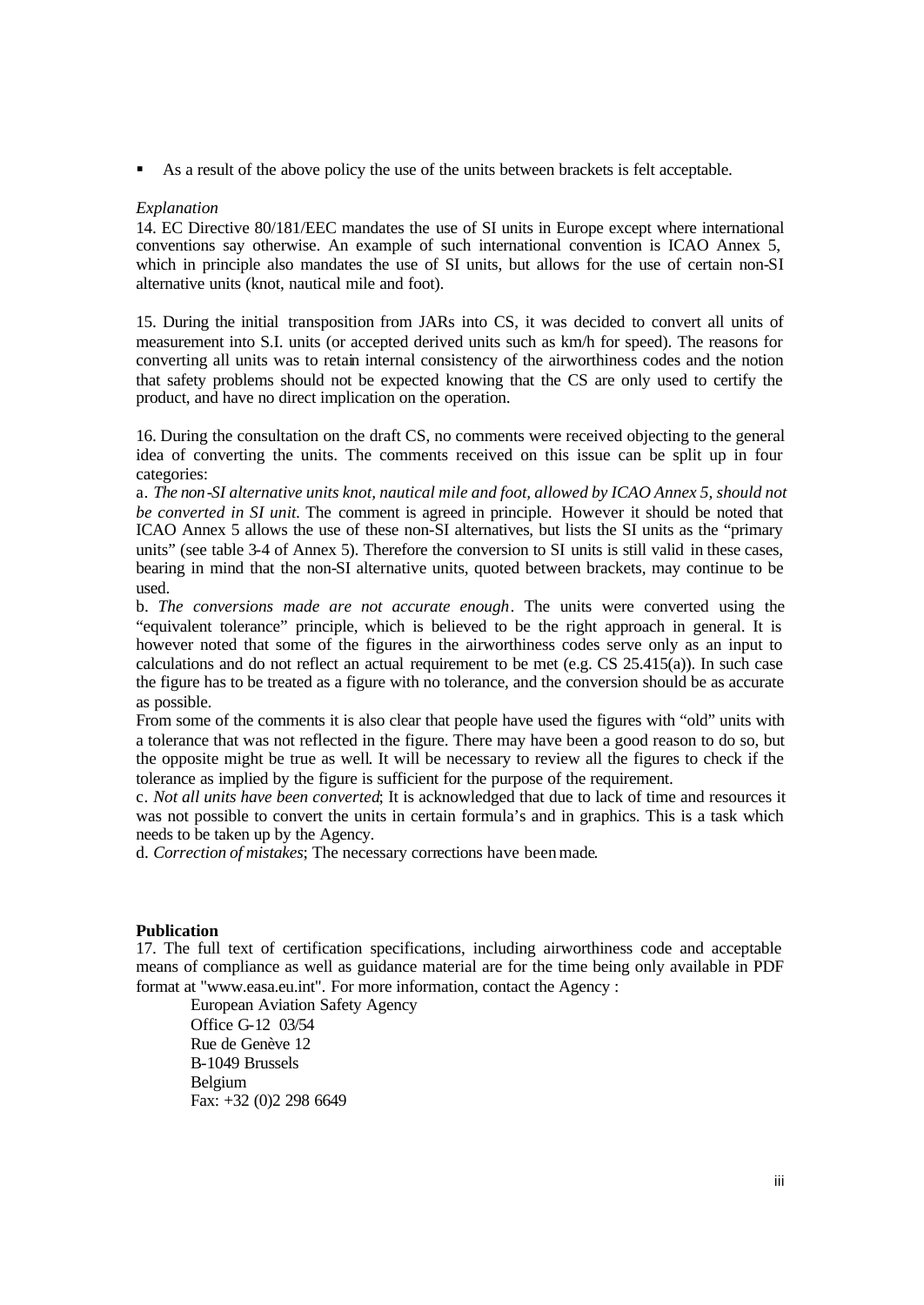- As a result of the above policy the use of the units between brackets is felt acceptable.

*Explanation*

14. EC Directive 80/181/EEC mandates the use of SI units in Europe except where international conventions say otherwise. An example of such international convention is ICAO Annex 5, which in principle also mandates the use of SI units, but allows for the use of certain non-SI alternative units (knot, nautical mile and foot).

15. During the initial transposition from JARs into CS, it was decided to convert all units of measurement into S.I. units (or accepted derived units such as km/h for speed). The reasons for converting all units was to retain internal consistency of the airworthiness codes and the notion that safety problems should not be expected knowing that the CS are only used to certify the product, and have no direct implication on the operation.

16. During the consultation on the draft CS, no comments were received objecting to the general idea of converting the units. The comments received on this issue can be split up in four categories:

a. *The non-SI alternative units knot, nautical mile and foot, allowed by ICAO Annex 5, should not be converted in SI unit.* The comment is agreed in principle. However it should be noted that ICAO Annex 5 allows the use of these non-SI alternatives, but lists the SI units as the "primary units" (see table 3-4 of Annex 5). Therefore the conversion to SI units is still valid in these cases, bearing in mind that the non-SI alternative units, quoted between brackets, may continue to be used.

b. *The conversions made are not accurate enough*. The units were converted using the "equivalent tolerance" principle, which is believed to be the right approach in general. It is however noted that some of the figures in the airworthiness codes serve only as an input to calculations and do not reflect an actual requirement to be met (e.g. CS 25.415(a)). In such case the figure has to be treated as a figure with no tolerance, and the conversion should be as accurate as possible.

From some of the comments it is also clear that people have used the figures with "old" units with a tolerance that was not reflected in the figure. There may have been a good reason to do so, but the opposite might be true as well. It will be necessary to review all the figures to check if the tolerance as implied by the figure is sufficient for the purpose of the requirement.

c. *Not all units have been converted*; It is acknowledged that due to lack of time and resources it was not possible to convert the units in certain formula's and in graphics. This is a task which needs to be taken up by the Agency.

d. *Correction of mistakes*; The necessary corrections have been made.

**Publication**

17. The full text of certification specifications, including airworthiness code and acceptable means of compliance as well as guidance material are for the time being only available in PDF format at "www.easa.eu.int". For more information, contact the Agency :

European Aviation Safety Agency
Office G-12 03/54
Rue de Genève 12
B-1049 Brussels
Belgium
Fax: +32 (0)2 298 6649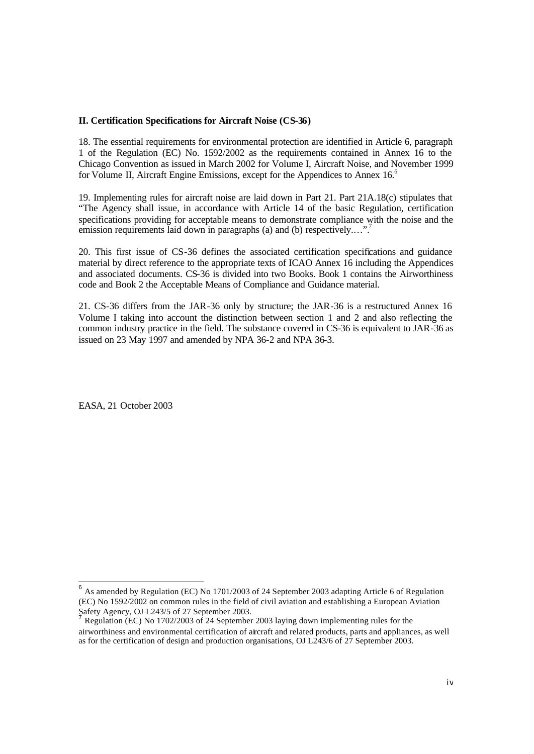**II. Certification Specifications for Aircraft Noise (CS-36)**

18. The essential requirements for environmental protection are identified in Article 6, paragraph 1 of the Regulation (EC) No. 1592/2002 as the requirements contained in Annex 16 to the Chicago Convention as issued in March 2002 for Volume I, Aircraft Noise, and November 1999 for Volume II, Aircraft Engine Emissions, except for the Appendices to Annex 16.[6]

19. Implementing rules for aircraft noise are laid down in Part 21. Part 21A.18(c) stipulates that "The Agency shall issue, in accordance with Article 14 of the basic Regulation, certification specifications providing for acceptable means to demonstrate compliance with the noise and the emission requirements laid down in paragraphs (a) and (b) respectively.…".[7]

20. This first issue of CS-36 defines the associated certification specifications and guidance material by direct reference to the appropriate texts of ICAO Annex 16 including the Appendices and associated documents. CS-36 is divided into two Books. Book 1 contains the Airworthiness code and Book 2 the Acceptable Means of Compliance and Guidance material.

21. CS-36 differs from the JAR-36 only by structure; the JAR-36 is a restructured Annex 16 Volume I taking into account the distinction between section 1 and 2 and also reflecting the common industry practice in the field. The substance covered in CS-36 is equivalent to JAR-36 as issued on 23 May 1997 and amended by NPA 36-2 and NPA 36-3.

EASA, 21 October 2003

---

[6] As amended by Regulation (EC) No 1701/2003 of 24 September 2003 adapting Article 6 of Regulation (EC) No 1592/2002 on common rules in the field of civil aviation and establishing a European Aviation Safety Agency, OJ L243/5 of 27 September 2003.

[7] Regulation (EC) No 1702/2003 of 24 September 2003 laying down implementing rules for the airworthiness and environmental certification of aircraft and related products, parts and appliances, as well as for the certification of design and production organisations, OJ L243/6 of 27 September 2003.